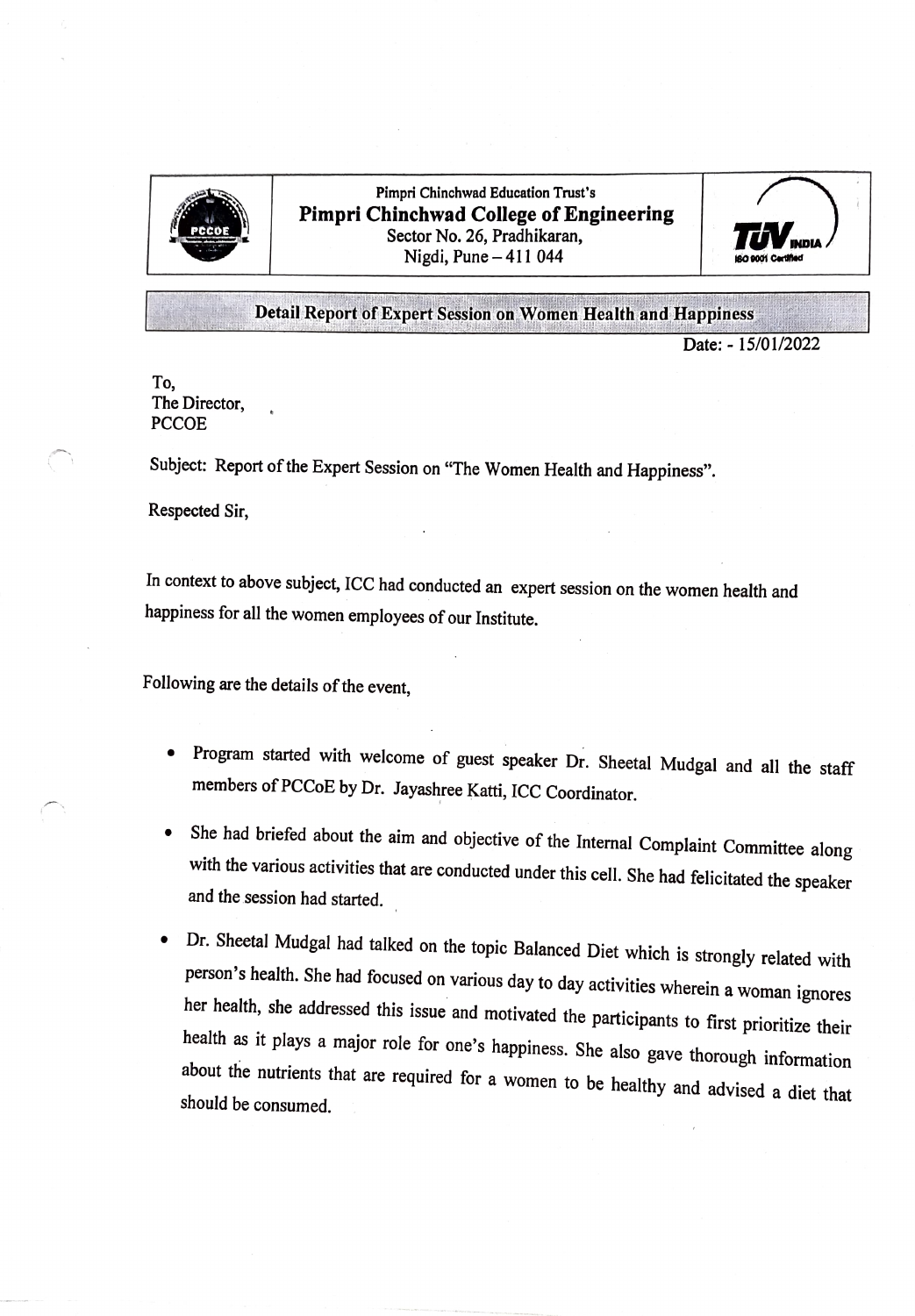Pimpri Chinchwad Education Trust's

# Pimpri Chinchwad College of Engineering

Sector No. 26, Pradhikaran,
Nigdi, Pune – 411 044

## Detail Report of Expert Session on Women Health and Happiness

Date: - 15/01/2022

To,
The Director,
PCCOE

Subject: Report of the Expert Session on "The Women Health and Happiness".

Respected Sir,

In context to above subject, ICC had conducted an expert session on the women health and happiness for all the women employees of our Institute.

Following are the details of the event,

- Program started with welcome of guest speaker Dr. Sheetal Mudgal and all the staff members of PCCoE by Dr. Jayashree Katti, ICC Coordinator.
- She had briefed about the aim and objective of the Internal Complaint Committee along with the various activities that are conducted under this cell. She had felicitated the speaker and the session had started.
- Dr. Sheetal Mudgal had talked on the topic Balanced Diet which is strongly related with person's health. She had focused on various day to day activities wherein a woman ignores her health, she addressed this issue and motivated the participants to first prioritize their health as it plays a major role for one's happiness. She also gave thorough information about the nutrients that are required for a women to be healthy and advised a diet that should be consumed.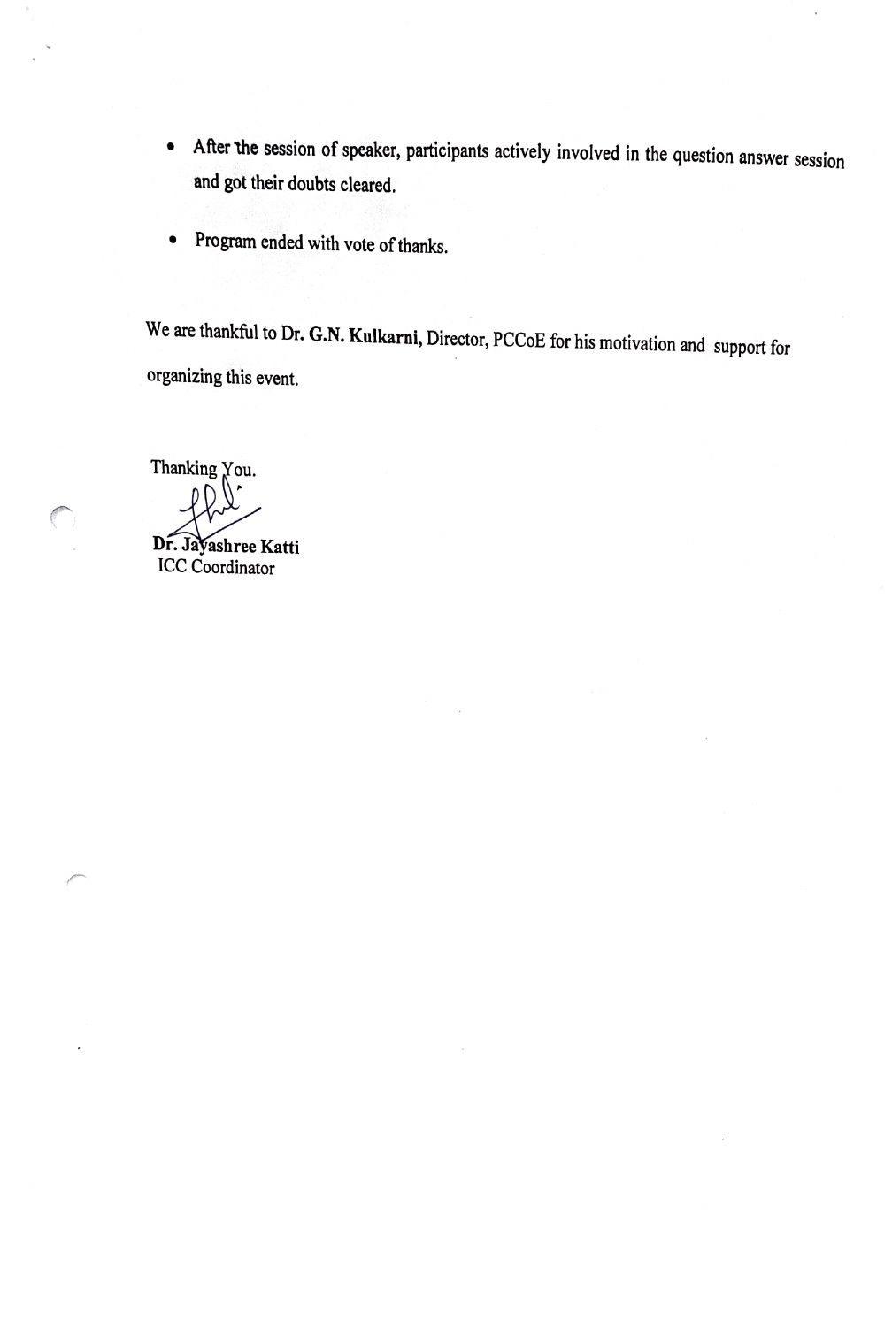- After the session of speaker, participants actively involved in the question answer session and got their doubts cleared.
- Program ended with vote of thanks.

We are thankful to Dr. **G.N. Kulkarni**, Director, PCCoE for his motivation and support for organizing this event.

Thanking You.

**Dr. Jayashree Katti**
ICC Coordinator